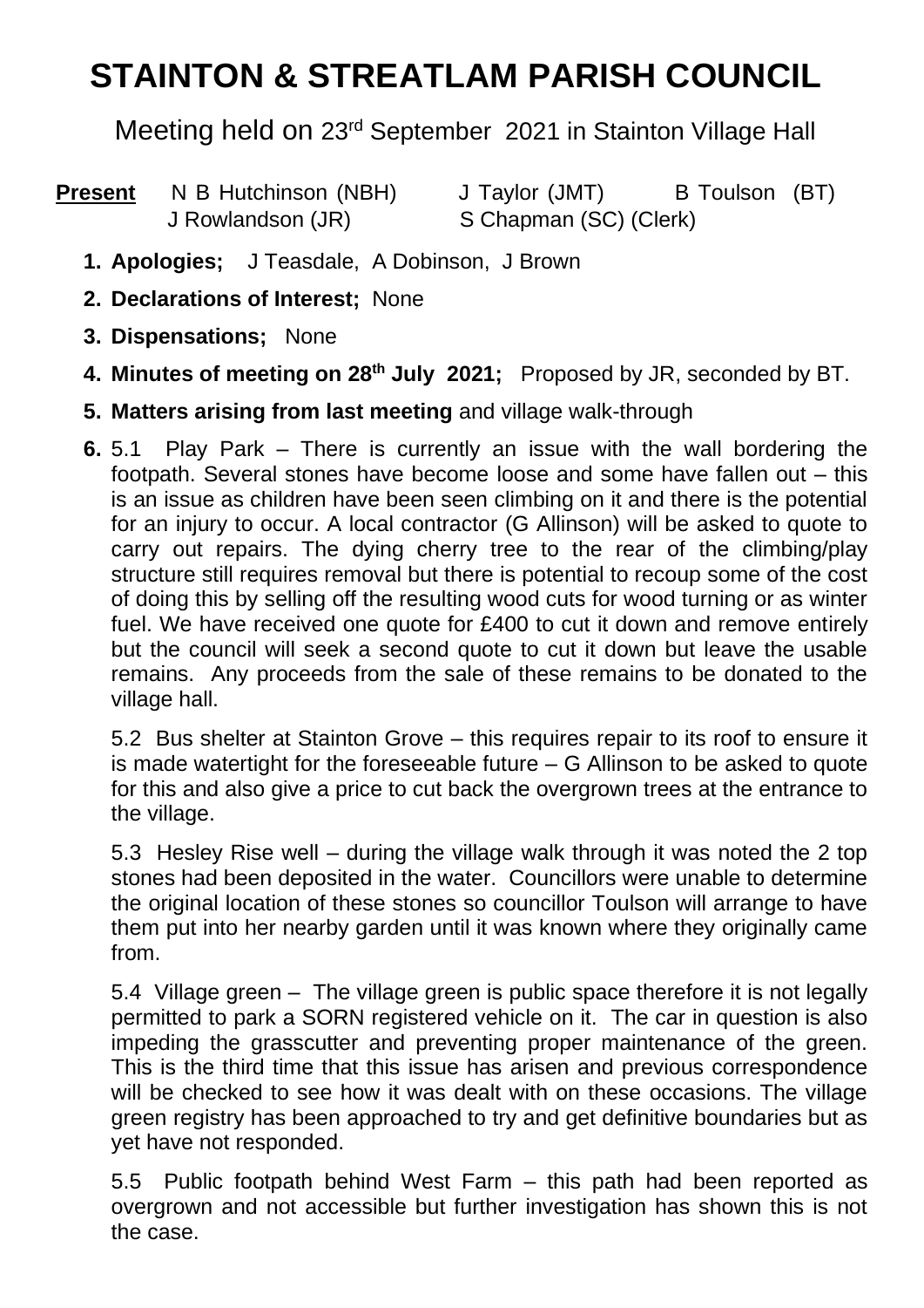# STAINTON & STREATLAM PARISH COUNCIL

Meeting held on 23rd September 2021 in Stainton Village Hall

**Present** N B Hutchinson (NBH) J Taylor (JMT) B Toulson (BT)
J Rowlandson (JR) S Chapman (SC) (Clerk)

1. **Apologies;** J Teasdale, A Dobinson, J Brown
2. **Declarations of Interest;** None
3. **Dispensations;** None
4. **Minutes of meeting on 28th July 2021;** Proposed by JR, seconded by BT.
5. **Matters arising from last meeting** and village walk-through
6. 5.1 Play Park – There is currently an issue with the wall bordering the footpath. Several stones have become loose and some have fallen out – this is an issue as children have been seen climbing on it and there is the potential for an injury to occur. A local contractor (G Allinson) will be asked to quote to carry out repairs. The dying cherry tree to the rear of the climbing/play structure still requires removal but there is potential to recoup some of the cost of doing this by selling off the resulting wood cuts for wood turning or as winter fuel. We have received one quote for £400 to cut it down and remove entirely but the council will seek a second quote to cut it down but leave the usable remains. Any proceeds from the sale of these remains to be donated to the village hall.

   5.2 Bus shelter at Stainton Grove – this requires repair to its roof to ensure it is made watertight for the foreseeable future – G Allinson to be asked to quote for this and also give a price to cut back the overgrown trees at the entrance to the village.

   5.3 Hesley Rise well – during the village walk through it was noted the 2 top stones had been deposited in the water. Councillors were unable to determine the original location of these stones so councillor Toulson will arrange to have them put into her nearby garden until it was known where they originally came from.

   5.4 Village green – The village green is public space therefore it is not legally permitted to park a SORN registered vehicle on it. The car in question is also impeding the grasscutter and preventing proper maintenance of the green. This is the third time that this issue has arisen and previous correspondence will be checked to see how it was dealt with on these occasions. The village green registry has been approached to try and get definitive boundaries but as yet have not responded.

   5.5 Public footpath behind West Farm – this path had been reported as overgrown and not accessible but further investigation has shown this is not the case.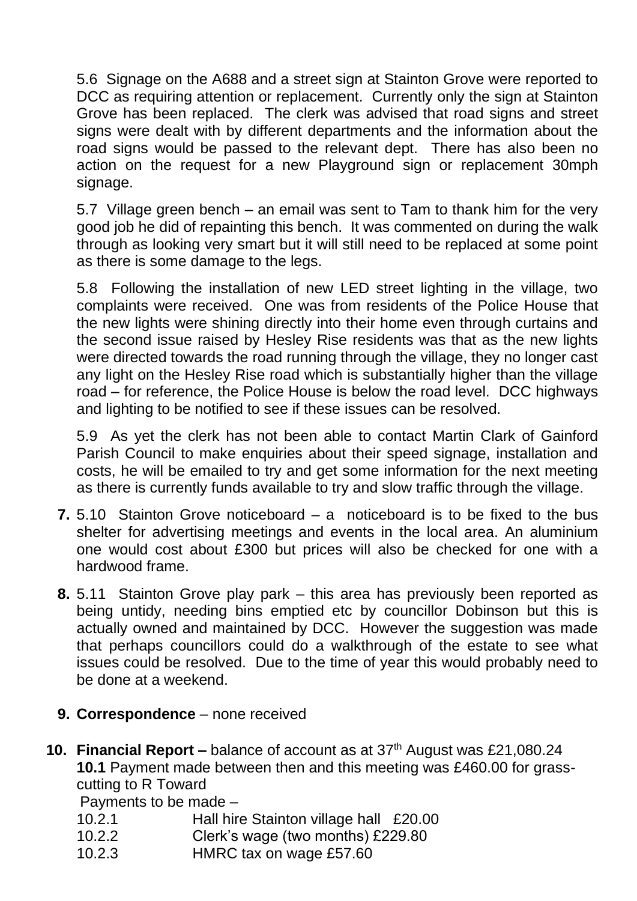5.6 Signage on the A688 and a street sign at Stainton Grove were reported to DCC as requiring attention or replacement. Currently only the sign at Stainton Grove has been replaced. The clerk was advised that road signs and street signs were dealt with by different departments and the information about the road signs would be passed to the relevant dept. There has also been no action on the request for a new Playground sign or replacement 30mph signage.

5.7 Village green bench – an email was sent to Tam to thank him for the very good job he did of repainting this bench. It was commented on during the walk through as looking very smart but it will still need to be replaced at some point as there is some damage to the legs.

5.8 Following the installation of new LED street lighting in the village, two complaints were received. One was from residents of the Police House that the new lights were shining directly into their home even through curtains and the second issue raised by Hesley Rise residents was that as the new lights were directed towards the road running through the village, they no longer cast any light on the Hesley Rise road which is substantially higher than the village road – for reference, the Police House is below the road level. DCC highways and lighting to be notified to see if these issues can be resolved.

5.9 As yet the clerk has not been able to contact Martin Clark of Gainford Parish Council to make enquiries about their speed signage, installation and costs, he will be emailed to try and get some information for the next meeting as there is currently funds available to try and slow traffic through the village.

7. 5.10 Stainton Grove noticeboard – a noticeboard is to be fixed to the bus shelter for advertising meetings and events in the local area. An aluminium one would cost about £300 but prices will also be checked for one with a hardwood frame.

8. 5.11 Stainton Grove play park – this area has previously been reported as being untidy, needing bins emptied etc by councillor Dobinson but this is actually owned and maintained by DCC. However the suggestion was made that perhaps councillors could do a walkthrough of the estate to see what issues could be resolved. Due to the time of year this would probably need to be done at a weekend.

9. **Correspondence** – none received

10. **Financial Report –** balance of account as at 37th August was £21,080.24

**10.1** Payment made between then and this meeting was £460.00 for grass-cutting to R Toward

Payments to be made –

- 10.2.1 Hall hire Stainton village hall £20.00
- 10.2.2 Clerk's wage (two months) £229.80
- 10.2.3 HMRC tax on wage £57.60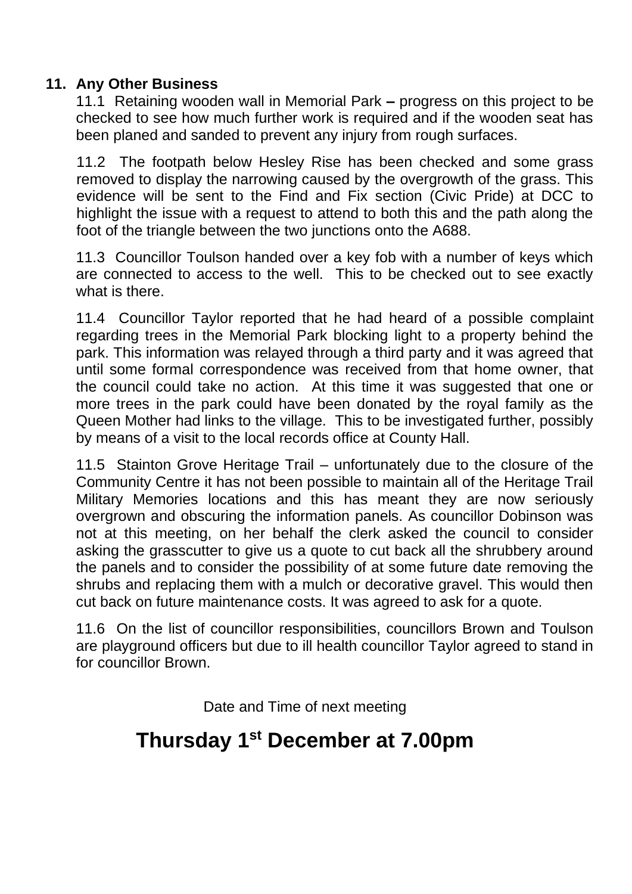**11. Any Other Business**

11.1 Retaining wooden wall in Memorial Park **–** progress on this project to be checked to see how much further work is required and if the wooden seat has been planed and sanded to prevent any injury from rough surfaces.

11.2 The footpath below Hesley Rise has been checked and some grass removed to display the narrowing caused by the overgrowth of the grass. This evidence will be sent to the Find and Fix section (Civic Pride) at DCC to highlight the issue with a request to attend to both this and the path along the foot of the triangle between the two junctions onto the A688.

11.3 Councillor Toulson handed over a key fob with a number of keys which are connected to access to the well. This to be checked out to see exactly what is there.

11.4 Councillor Taylor reported that he had heard of a possible complaint regarding trees in the Memorial Park blocking light to a property behind the park. This information was relayed through a third party and it was agreed that until some formal correspondence was received from that home owner, that the council could take no action. At this time it was suggested that one or more trees in the park could have been donated by the royal family as the Queen Mother had links to the village. This to be investigated further, possibly by means of a visit to the local records office at County Hall.

11.5 Stainton Grove Heritage Trail – unfortunately due to the closure of the Community Centre it has not been possible to maintain all of the Heritage Trail Military Memories locations and this has meant they are now seriously overgrown and obscuring the information panels. As councillor Dobinson was not at this meeting, on her behalf the clerk asked the council to consider asking the grasscutter to give us a quote to cut back all the shrubbery around the panels and to consider the possibility of at some future date removing the shrubs and replacing them with a mulch or decorative gravel. This would then cut back on future maintenance costs. It was agreed to ask for a quote.

11.6 On the list of councillor responsibilities, councillors Brown and Toulson are playground officers but due to ill health councillor Taylor agreed to stand in for councillor Brown.

Date and Time of next meeting

# Thursday 1st December at 7.00pm